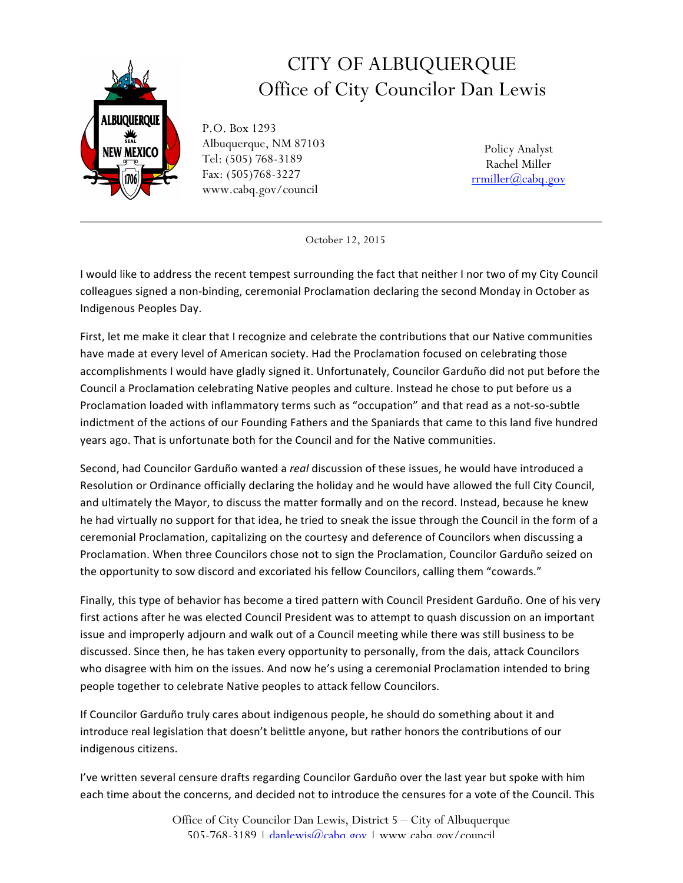# CITY OF ALBUQUERQUE
## Office of City Councilor Dan Lewis

P.O. Box 1293
Albuquerque, NM 87103
Tel: (505) 768-3189
Fax: (505)768-3227
www.cabq.gov/council

Policy Analyst
Rachel Miller
rrmiller@cabq.gov

October 12, 2015

I would like to address the recent tempest surrounding the fact that neither I nor two of my City Council colleagues signed a non-binding, ceremonial Proclamation declaring the second Monday in October as Indigenous Peoples Day.

First, let me make it clear that I recognize and celebrate the contributions that our Native communities have made at every level of American society. Had the Proclamation focused on celebrating those accomplishments I would have gladly signed it. Unfortunately, Councilor Garduño did not put before the Council a Proclamation celebrating Native peoples and culture. Instead he chose to put before us a Proclamation loaded with inflammatory terms such as "occupation" and that read as a not-so-subtle indictment of the actions of our Founding Fathers and the Spaniards that came to this land five hundred years ago. That is unfortunate both for the Council and for the Native communities.

Second, had Councilor Garduño wanted a *real* discussion of these issues, he would have introduced a Resolution or Ordinance officially declaring the holiday and he would have allowed the full City Council, and ultimately the Mayor, to discuss the matter formally and on the record. Instead, because he knew he had virtually no support for that idea, he tried to sneak the issue through the Council in the form of a ceremonial Proclamation, capitalizing on the courtesy and deference of Councilors when discussing a Proclamation. When three Councilors chose not to sign the Proclamation, Councilor Garduño seized on the opportunity to sow discord and excoriated his fellow Councilors, calling them "cowards."

Finally, this type of behavior has become a tired pattern with Council President Garduño. One of his very first actions after he was elected Council President was to attempt to quash discussion on an important issue and improperly adjourn and walk out of a Council meeting while there was still business to be discussed. Since then, he has taken every opportunity to personally, from the dais, attack Councilors who disagree with him on the issues. And now he's using a ceremonial Proclamation intended to bring people together to celebrate Native peoples to attack fellow Councilors.

If Councilor Garduño truly cares about indigenous people, he should do something about it and introduce real legislation that doesn't belittle anyone, but rather honors the contributions of our indigenous citizens.

I've written several censure drafts regarding Councilor Garduño over the last year but spoke with him each time about the concerns, and decided not to introduce the censures for a vote of the Council. This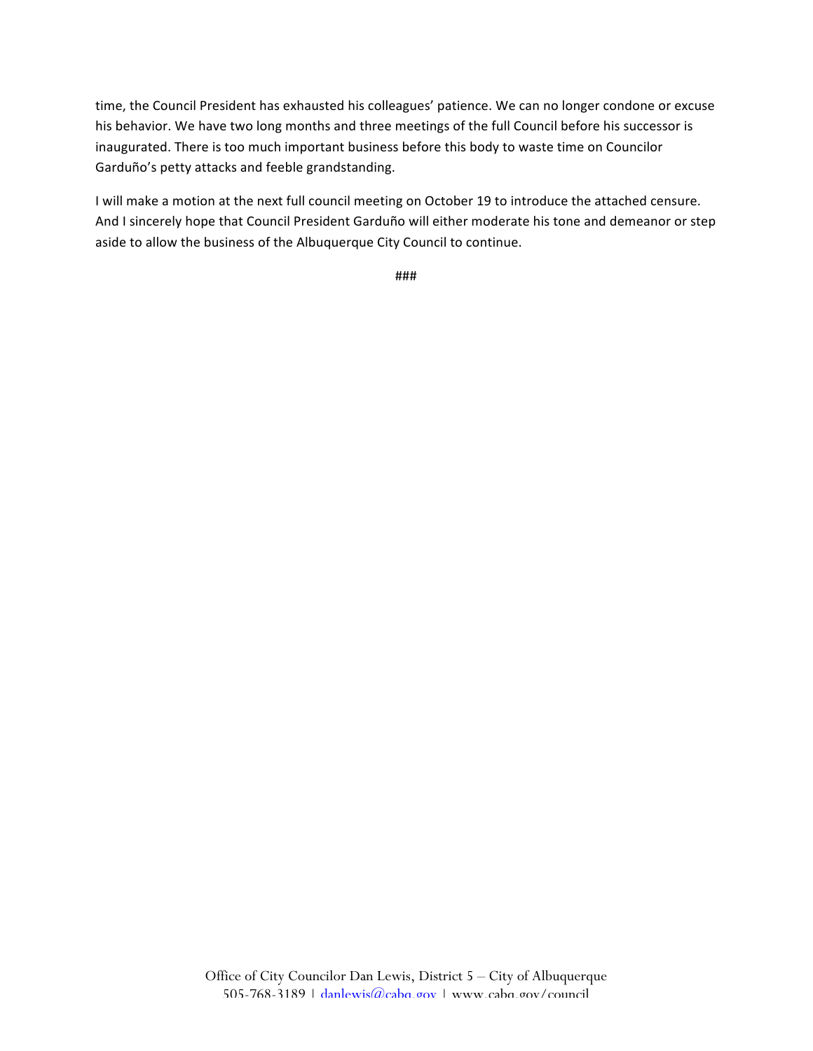time, the Council President has exhausted his colleagues' patience. We can no longer condone or excuse his behavior. We have two long months and three meetings of the full Council before his successor is inaugurated. There is too much important business before this body to waste time on Councilor Garduño's petty attacks and feeble grandstanding.

I will make a motion at the next full council meeting on October 19 to introduce the attached censure. And I sincerely hope that Council President Garduño will either moderate his tone and demeanor or step aside to allow the business of the Albuquerque City Council to continue.

###